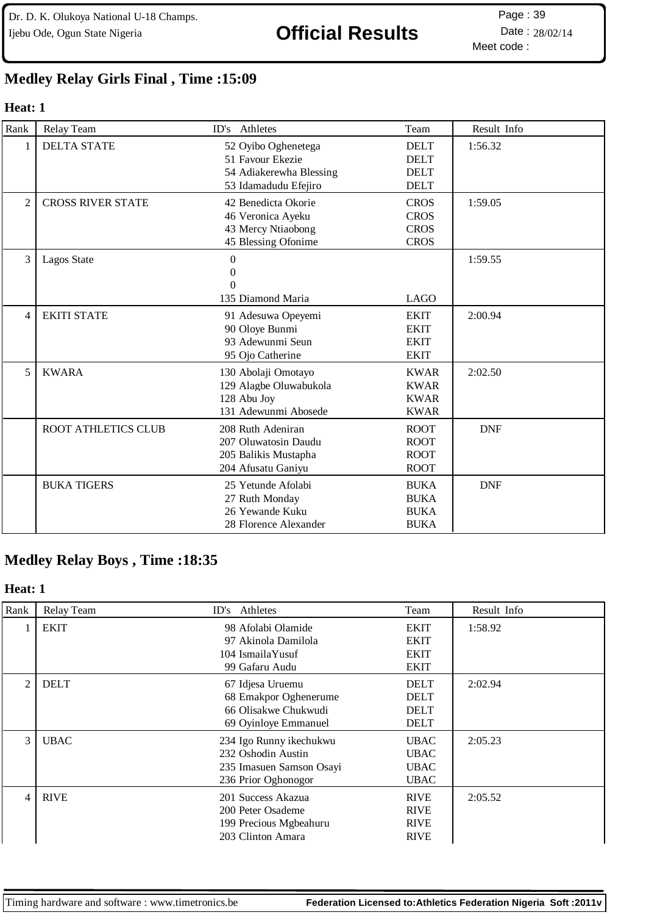Dr. D. K. Olukoya National U-18 Champs.
Ijebu Ode, Ogun State Nigeria

# Official Results

Date : 28/02/14
Meet code :

## Medley Relay Girls Final , Time :15:09

### Heat: 1

| Rank | Relay Team | ID's | Athletes | Team | Result | Info |
|---|---|---|---|---|---|---|
| 1 | DELTA STATE | 52 | Oyibo Oghenetega | DELT | 1:56.32 | |
| | | 51 | Favour Ekezie | DELT | | |
| | | 54 | Adiakerewha Blessing | DELT | | |
| | | 53 | Idamadudu Efejiro | DELT | | |
| 2 | CROSS RIVER STATE | 42 | Benedicta Okorie | CROS | 1:59.05 | |
| | | 46 | Veronica Ayeku | CROS | | |
| | | 43 | Mercy Ntiaobong | CROS | | |
| | | 45 | Blessing Ofonime | CROS | | |
| 3 | Lagos State | 0 | | | 1:59.55 | |
| | | 0 | | | | |
| | | 0 | | | | |
| | | 135 | Diamond Maria | LAGO | | |
| 4 | EKITI STATE | 91 | Adesuwa Opeyemi | EKIT | 2:00.94 | |
| | | 90 | Oloye Bunmi | EKIT | | |
| | | 93 | Adewunmi Seun | EKIT | | |
| | | 95 | Ojo Catherine | EKIT | | |
| 5 | KWARA | 130 | Abolaji Omotayo | KWAR | 2:02.50 | |
| | | 129 | Alagbe Oluwabukola | KWAR | | |
| | | 128 | Abu Joy | KWAR | | |
| | | 131 | Adewunmi Abosede | KWAR | | |
| | ROOT ATHLETICS CLUB | 208 | Ruth Adeniran | ROOT | DNF | |
| | | 207 | Oluwatosin Daudu | ROOT | | |
| | | 205 | Balikis Mustapha | ROOT | | |
| | | 204 | Afusatu Ganiyu | ROOT | | |
| | BUKA TIGERS | 25 | Yetunde Afolabi | BUKA | DNF | |
| | | 27 | Ruth Monday | BUKA | | |
| | | 26 | Yewande Kuku | BUKA | | |
| | | 28 | Florence Alexander | BUKA | | |

## Medley Relay Boys , Time :18:35

### Heat: 1

| Rank | Relay Team | ID's | Athletes | Team | Result | Info |
|---|---|---|---|---|---|---|
| 1 | EKIT | 98 | Afolabi Olamide | EKIT | 1:58.92 | |
| | | 97 | Akinola Damilola | EKIT | | |
| | | 104 | IsmailaYusuf | EKIT | | |
| | | 99 | Gafaru Audu | EKIT | | |
| 2 | DELT | 67 | Idjesa Uruemu | DELT | 2:02.94 | |
| | | 68 | Emakpor Oghenerume | DELT | | |
| | | 66 | Olisakwe Chukwudi | DELT | | |
| | | 69 | Oyinloye Emmanuel | DELT | | |
| 3 | UBAC | 234 | Igo Runny ikechukwu | UBAC | 2:05.23 | |
| | | 232 | Oshodin Austin | UBAC | | |
| | | 235 | Imasuen Samson Osayi | UBAC | | |
| | | 236 | Prior Oghonogor | UBAC | | |
| 4 | RIVE | 201 | Success Akazua | RIVE | 2:05.52 | |
| | | 200 | Peter Osademe | RIVE | | |
| | | 199 | Precious Mgbeahuru | RIVE | | |
| | | 203 | Clinton Amara | RIVE | | |

Timing hardware and software : www.timetronics.be    Federation Licensed to:Athletics Federation Nigeria Soft :2011v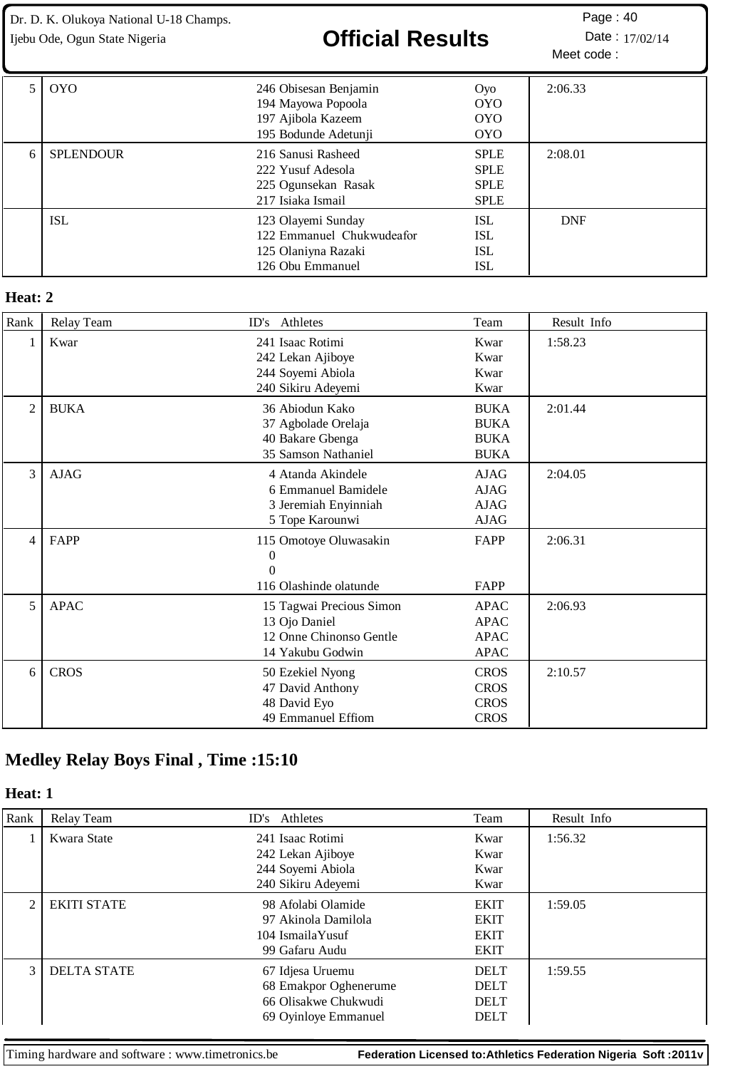| Rank | Relay Team | ID's Athletes | Team | Result Info |
|---|---|---|---|---|
| 5 | OYO | 246 Obisesan Benjamin<br>194 Mayowa Popoola<br>197 Ajibola Kazeem<br>195 Bodunde Adetunji | Oyo<br>OYO<br>OYO<br>OYO | 2:06.33 |
| 6 | SPLENDOUR | 216 Sanusi Rasheed<br>222 Yusuf Adesola<br>225 Ogunsekan Rasak<br>217 Isiaka Ismail | SPLE<br>SPLE<br>SPLE<br>SPLE | 2:08.01 |
| | ISL | 123 Olayemi Sunday<br>122 Emmanuel Chukwudeafor<br>125 Olaniyna Razaki<br>126 Obu Emmanuel | ISL<br>ISL<br>ISL<br>ISL | DNF |

**Heat: 2**

| Rank | Relay Team | ID's Athletes | Team | Result Info |
|---|---|---|---|---|
| 1 | Kwar | 241 Isaac Rotimi<br>242 Lekan Ajiboye<br>244 Soyemi Abiola<br>240 Sikiru Adeyemi | Kwar<br>Kwar<br>Kwar<br>Kwar | 1:58.23 |
| 2 | BUKA | 36 Abiodun Kako<br>37 Agbolade Orelaja<br>40 Bakare Gbenga<br>35 Samson Nathaniel | BUKA<br>BUKA<br>BUKA<br>BUKA | 2:01.44 |
| 3 | AJAG | 4 Atanda Akindele<br>6 Emmanuel Bamidele<br>3 Jeremiah Enyinniah<br>5 Tope Karounwi | AJAG<br>AJAG<br>AJAG<br>AJAG | 2:04.05 |
| 4 | FAPP | 115 Omotoye Oluwasakin<br>0<br>0<br>116 Olashinde olatunde | FAPP<br><br><br>FAPP | 2:06.31 |
| 5 | APAC | 15 Tagwai Precious Simon<br>13 Ojo Daniel<br>12 Onne Chinonso Gentle<br>14 Yakubu Godwin | APAC<br>APAC<br>APAC<br>APAC | 2:06.93 |
| 6 | CROS | 50 Ezekiel Nyong<br>47 David Anthony<br>48 David Eyo<br>49 Emmanuel Effiom | CROS<br>CROS<br>CROS<br>CROS | 2:10.57 |

## Medley Relay Boys Final , Time :15:10

**Heat: 1**

| Rank | Relay Team | ID's Athletes | Team | Result Info |
|---|---|---|---|---|
| 1 | Kwara State | 241 Isaac Rotimi<br>242 Lekan Ajiboye<br>244 Soyemi Abiola<br>240 Sikiru Adeyemi | Kwar<br>Kwar<br>Kwar<br>Kwar | 1:56.32 |
| 2 | EKITI STATE | 98 Afolabi Olamide<br>97 Akinola Damilola<br>104 IsmailaYusuf<br>99 Gafaru Audu | EKIT<br>EKIT<br>EKIT<br>EKIT | 1:59.05 |
| 3 | DELTA STATE | 67 Idjesa Uruemu<br>68 Emakpor Oghenerume<br>66 Olisakwe Chukwudi<br>69 Oyinloye Emmanuel | DELT<br>DELT<br>DELT<br>DELT | 1:59.55 |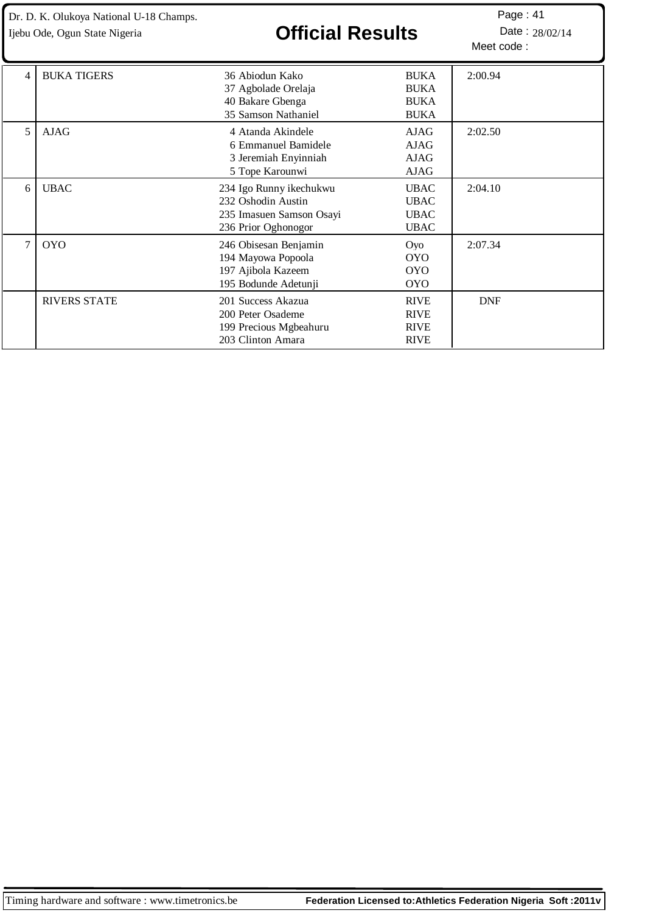| | | | | |
|---|---|---|---|---|
| 4 | BUKA TIGERS | 36 Abiodun Kako<br>37 Agbolade Orelaja<br>40 Bakare Gbenga<br>35 Samson Nathaniel | BUKA<br>BUKA<br>BUKA<br>BUKA | 2:00.94 |
| 5 | AJAG | 4 Atanda Akindele<br>6 Emmanuel Bamidele<br>3 Jeremiah Enyinniah<br>5 Tope Karounwi | AJAG<br>AJAG<br>AJAG<br>AJAG | 2:02.50 |
| 6 | UBAC | 234 Igo Runny ikechukwu<br>232 Oshodin Austin<br>235 Imasuen Samson Osayi<br>236 Prior Oghonogor | UBAC<br>UBAC<br>UBAC<br>UBAC | 2:04.10 |
| 7 | OYO | 246 Obisesan Benjamin<br>194 Mayowa Popoola<br>197 Ajibola Kazeem<br>195 Bodunde Adetunji | Oyo<br>OYO<br>OYO<br>OYO | 2:07.34 |
| | RIVERS STATE | 201 Success Akazua<br>200 Peter Osademe<br>199 Precious Mgbeahuru<br>203 Clinton Amara | RIVE<br>RIVE<br>RIVE<br>RIVE | DNF |